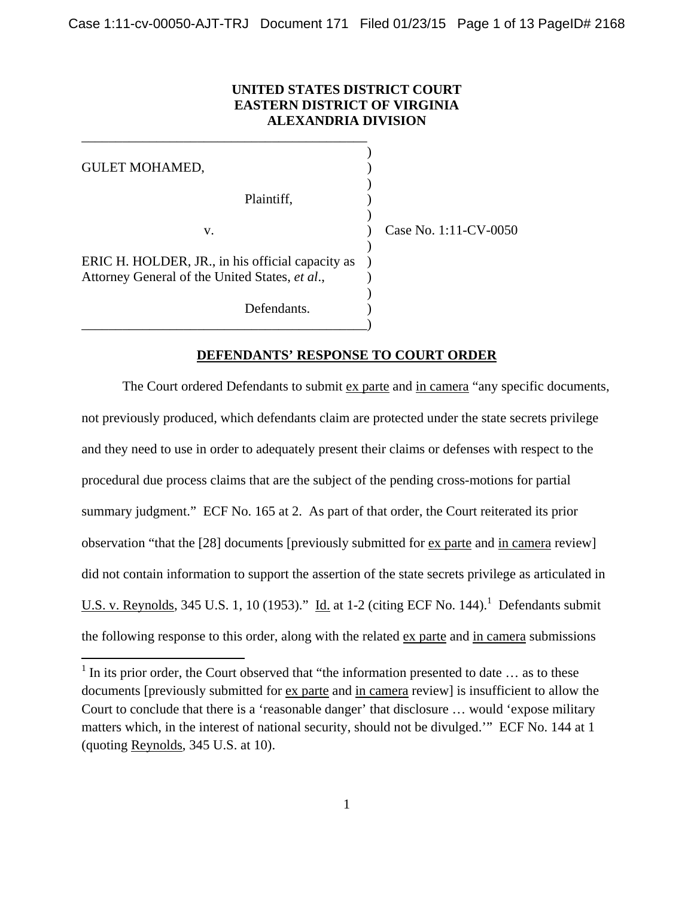**UNITED STATES DISTRICT COURT**
**EASTERN DISTRICT OF VIRGINIA**
**ALEXANDRIA DIVISION**

GULET MOHAMED,

Plaintiff,

v.

ERIC H. HOLDER, JR., in his official capacity as Attorney General of the United States, *et al*.,

Defendants.

Case No. 1:11-CV-0050

## DEFENDANTS' RESPONSE TO COURT ORDER

The Court ordered Defendants to submit ex parte and in camera "any specific documents, not previously produced, which defendants claim are protected under the state secrets privilege and they need to use in order to adequately present their claims or defenses with respect to the procedural due process claims that are the subject of the pending cross-motions for partial summary judgment." ECF No. 165 at 2. As part of that order, the Court reiterated its prior observation "that the [28] documents [previously submitted for ex parte and in camera review] did not contain information to support the assertion of the state secrets privilege as articulated in U.S. v. Reynolds, 345 U.S. 1, 10 (1953)." Id. at 1-2 (citing ECF No. 144).[1] Defendants submit the following response to this order, along with the related ex parte and in camera submissions

---

[1] In its prior order, the Court observed that "the information presented to date … as to these documents [previously submitted for ex parte and in camera review] is insufficient to allow the Court to conclude that there is a 'reasonable danger' that disclosure … would 'expose military matters which, in the interest of national security, should not be divulged.'" ECF No. 144 at 1 (quoting Reynolds, 345 U.S. at 10).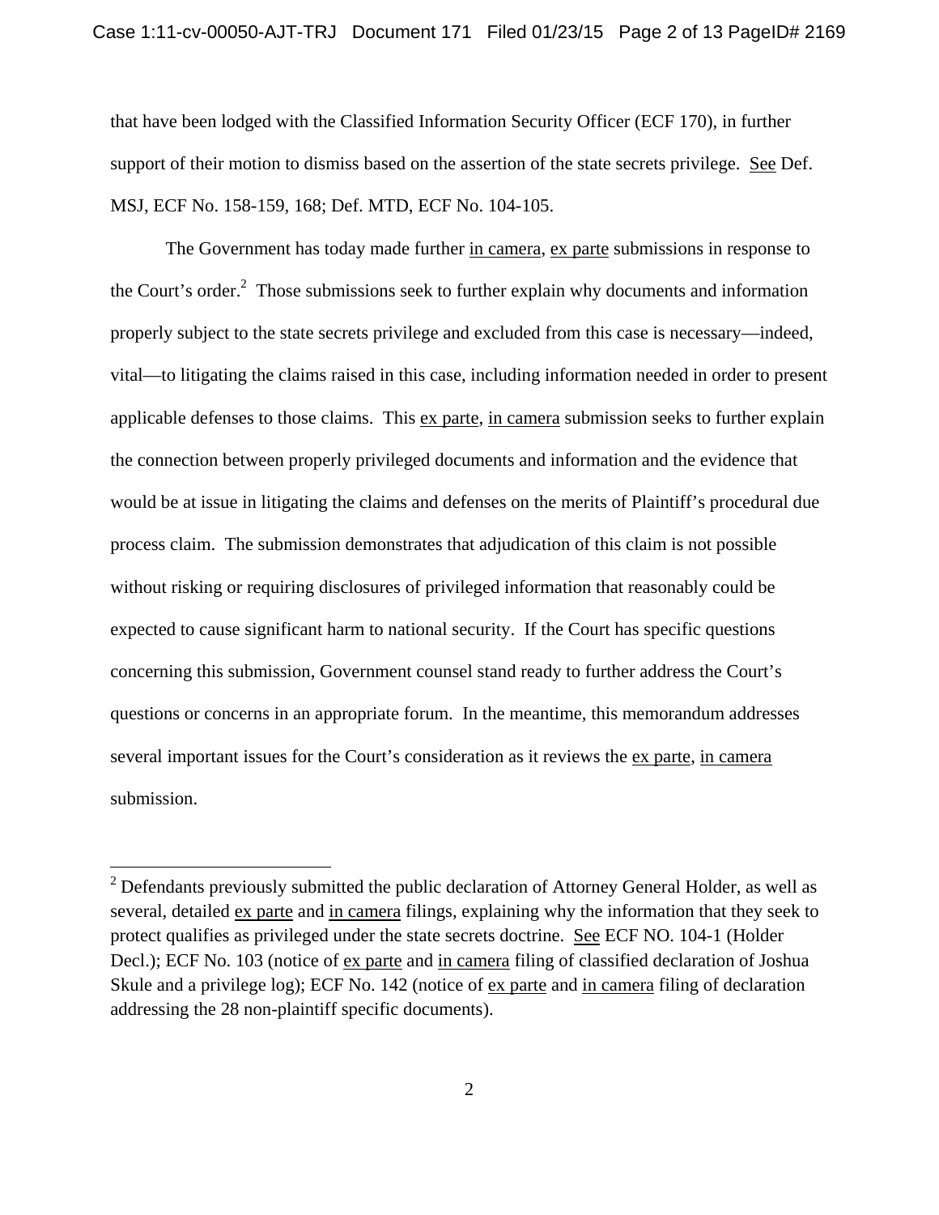that have been lodged with the Classified Information Security Officer (ECF 170), in further support of their motion to dismiss based on the assertion of the state secrets privilege. See Def. MSJ, ECF No. 158-159, 168; Def. MTD, ECF No. 104-105.

The Government has today made further in camera, ex parte submissions in response to the Court's order.[2] Those submissions seek to further explain why documents and information properly subject to the state secrets privilege and excluded from this case is necessary—indeed, vital—to litigating the claims raised in this case, including information needed in order to present applicable defenses to those claims. This ex parte, in camera submission seeks to further explain the connection between properly privileged documents and information and the evidence that would be at issue in litigating the claims and defenses on the merits of Plaintiff's procedural due process claim. The submission demonstrates that adjudication of this claim is not possible without risking or requiring disclosures of privileged information that reasonably could be expected to cause significant harm to national security. If the Court has specific questions concerning this submission, Government counsel stand ready to further address the Court's questions or concerns in an appropriate forum. In the meantime, this memorandum addresses several important issues for the Court's consideration as it reviews the ex parte, in camera submission.

---

[2] Defendants previously submitted the public declaration of Attorney General Holder, as well as several, detailed ex parte and in camera filings, explaining why the information that they seek to protect qualifies as privileged under the state secrets doctrine. See ECF NO. 104-1 (Holder Decl.); ECF No. 103 (notice of ex parte and in camera filing of classified declaration of Joshua Skule and a privilege log); ECF No. 142 (notice of ex parte and in camera filing of declaration addressing the 28 non-plaintiff specific documents).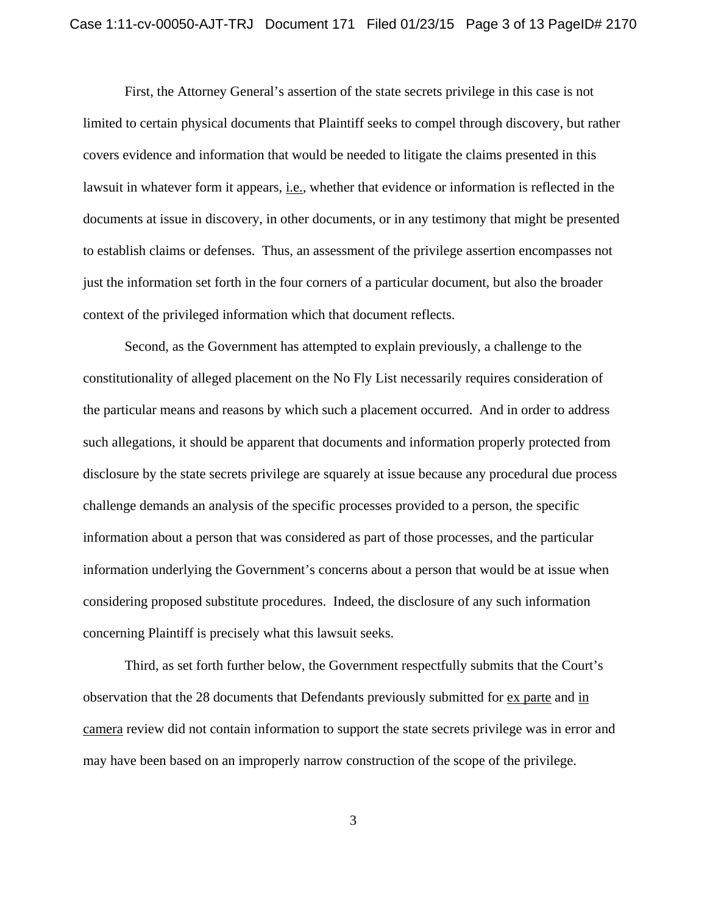First, the Attorney General's assertion of the state secrets privilege in this case is not limited to certain physical documents that Plaintiff seeks to compel through discovery, but rather covers evidence and information that would be needed to litigate the claims presented in this lawsuit in whatever form it appears, i.e., whether that evidence or information is reflected in the documents at issue in discovery, in other documents, or in any testimony that might be presented to establish claims or defenses. Thus, an assessment of the privilege assertion encompasses not just the information set forth in the four corners of a particular document, but also the broader context of the privileged information which that document reflects.

Second, as the Government has attempted to explain previously, a challenge to the constitutionality of alleged placement on the No Fly List necessarily requires consideration of the particular means and reasons by which such a placement occurred. And in order to address such allegations, it should be apparent that documents and information properly protected from disclosure by the state secrets privilege are squarely at issue because any procedural due process challenge demands an analysis of the specific processes provided to a person, the specific information about a person that was considered as part of those processes, and the particular information underlying the Government's concerns about a person that would be at issue when considering proposed substitute procedures. Indeed, the disclosure of any such information concerning Plaintiff is precisely what this lawsuit seeks.

Third, as set forth further below, the Government respectfully submits that the Court's observation that the 28 documents that Defendants previously submitted for ex parte and in camera review did not contain information to support the state secrets privilege was in error and may have been based on an improperly narrow construction of the scope of the privilege.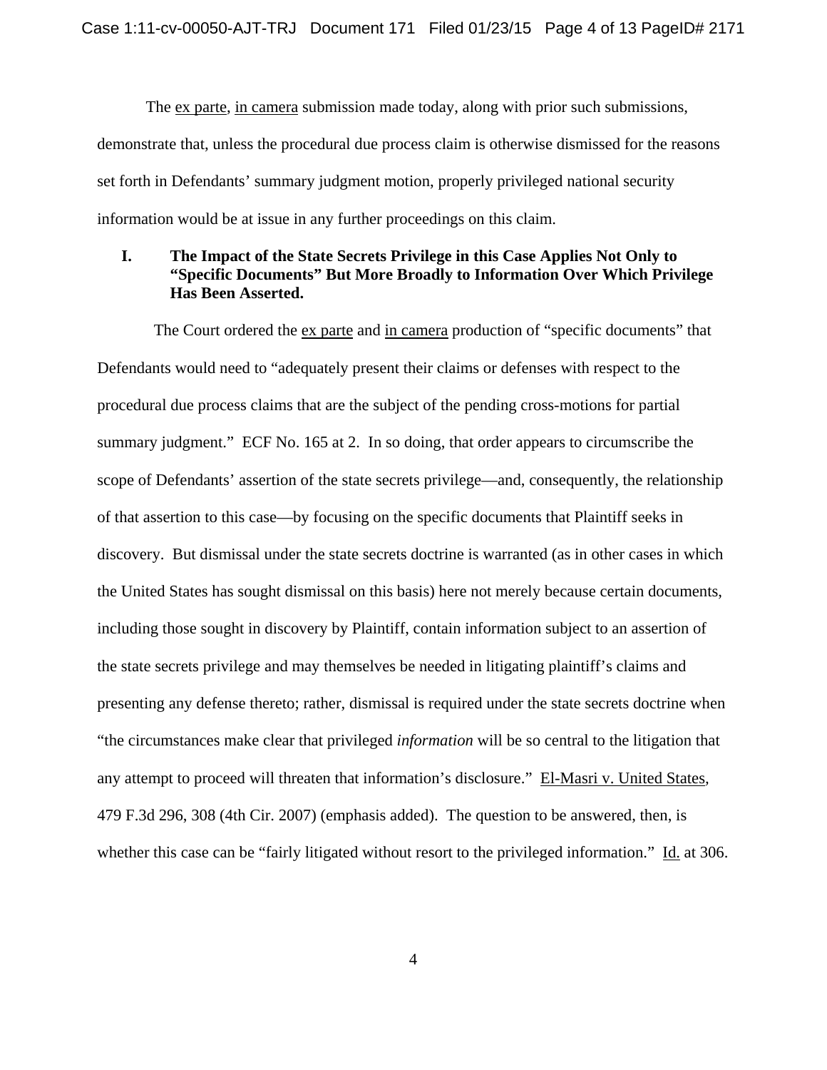The ex parte, in camera submission made today, along with prior such submissions, demonstrate that, unless the procedural due process claim is otherwise dismissed for the reasons set forth in Defendants' summary judgment motion, properly privileged national security information would be at issue in any further proceedings on this claim.

## I. The Impact of the State Secrets Privilege in this Case Applies Not Only to "Specific Documents" But More Broadly to Information Over Which Privilege Has Been Asserted.

The Court ordered the ex parte and in camera production of "specific documents" that Defendants would need to "adequately present their claims or defenses with respect to the procedural due process claims that are the subject of the pending cross-motions for partial summary judgment." ECF No. 165 at 2. In so doing, that order appears to circumscribe the scope of Defendants' assertion of the state secrets privilege—and, consequently, the relationship of that assertion to this case—by focusing on the specific documents that Plaintiff seeks in discovery. But dismissal under the state secrets doctrine is warranted (as in other cases in which the United States has sought dismissal on this basis) here not merely because certain documents, including those sought in discovery by Plaintiff, contain information subject to an assertion of the state secrets privilege and may themselves be needed in litigating plaintiff's claims and presenting any defense thereto; rather, dismissal is required under the state secrets doctrine when "the circumstances make clear that privileged *information* will be so central to the litigation that any attempt to proceed will threaten that information's disclosure." El-Masri v. United States, 479 F.3d 296, 308 (4th Cir. 2007) (emphasis added). The question to be answered, then, is whether this case can be "fairly litigated without resort to the privileged information." Id. at 306.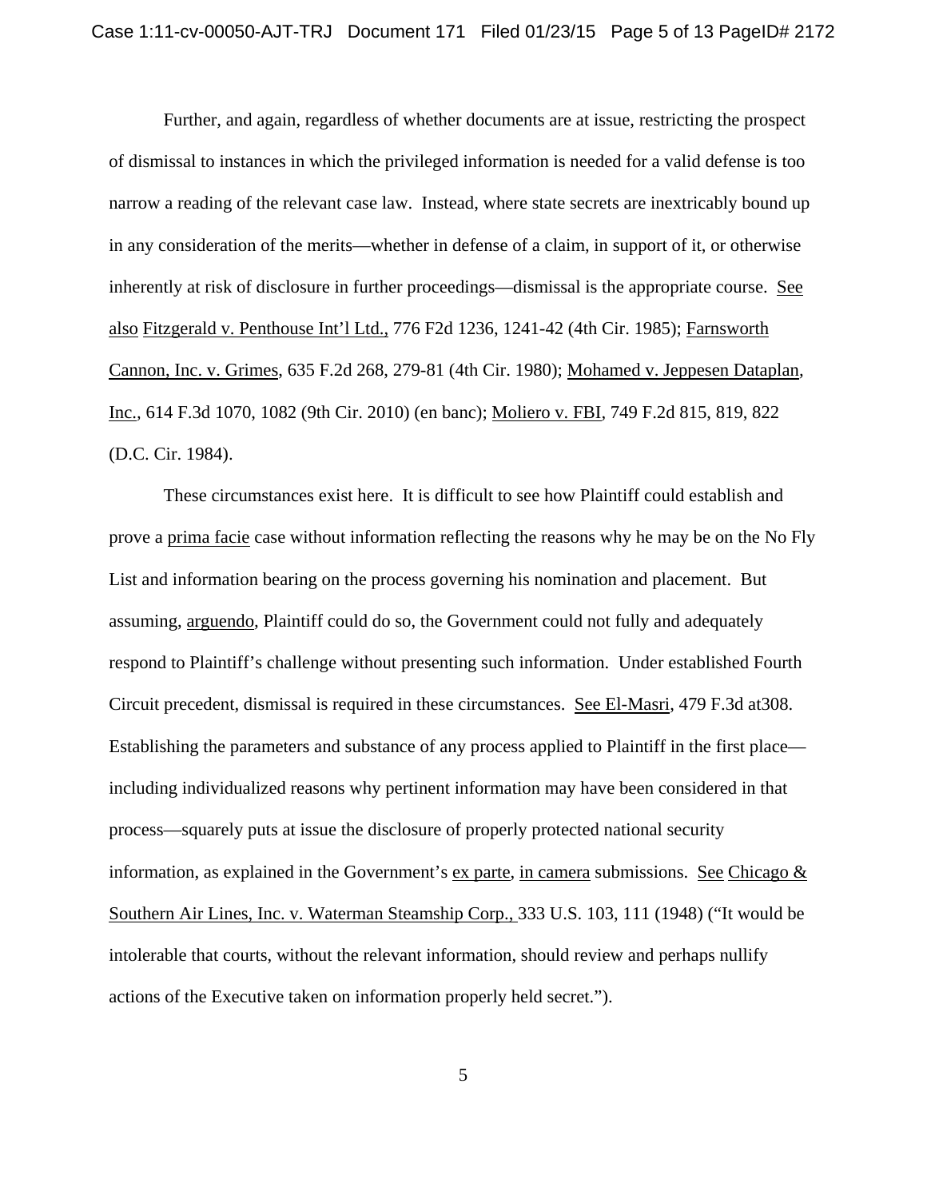Further, and again, regardless of whether documents are at issue, restricting the prospect of dismissal to instances in which the privileged information is needed for a valid defense is too narrow a reading of the relevant case law. Instead, where state secrets are inextricably bound up in any consideration of the merits—whether in defense of a claim, in support of it, or otherwise inherently at risk of disclosure in further proceedings—dismissal is the appropriate course. See also Fitzgerald v. Penthouse Int'l Ltd., 776 F2d 1236, 1241-42 (4th Cir. 1985); Farnsworth Cannon, Inc. v. Grimes, 635 F.2d 268, 279-81 (4th Cir. 1980); Mohamed v. Jeppesen Dataplan, Inc., 614 F.3d 1070, 1082 (9th Cir. 2010) (en banc); Moliero v. FBI, 749 F.2d 815, 819, 822 (D.C. Cir. 1984).

These circumstances exist here. It is difficult to see how Plaintiff could establish and prove a prima facie case without information reflecting the reasons why he may be on the No Fly List and information bearing on the process governing his nomination and placement. But assuming, arguendo, Plaintiff could do so, the Government could not fully and adequately respond to Plaintiff's challenge without presenting such information. Under established Fourth Circuit precedent, dismissal is required in these circumstances. See El-Masri, 479 F.3d at308. Establishing the parameters and substance of any process applied to Plaintiff in the first place—including individualized reasons why pertinent information may have been considered in that process—squarely puts at issue the disclosure of properly protected national security information, as explained in the Government's ex parte, in camera submissions. See Chicago & Southern Air Lines, Inc. v. Waterman Steamship Corp., 333 U.S. 103, 111 (1948) ("It would be intolerable that courts, without the relevant information, should review and perhaps nullify actions of the Executive taken on information properly held secret.").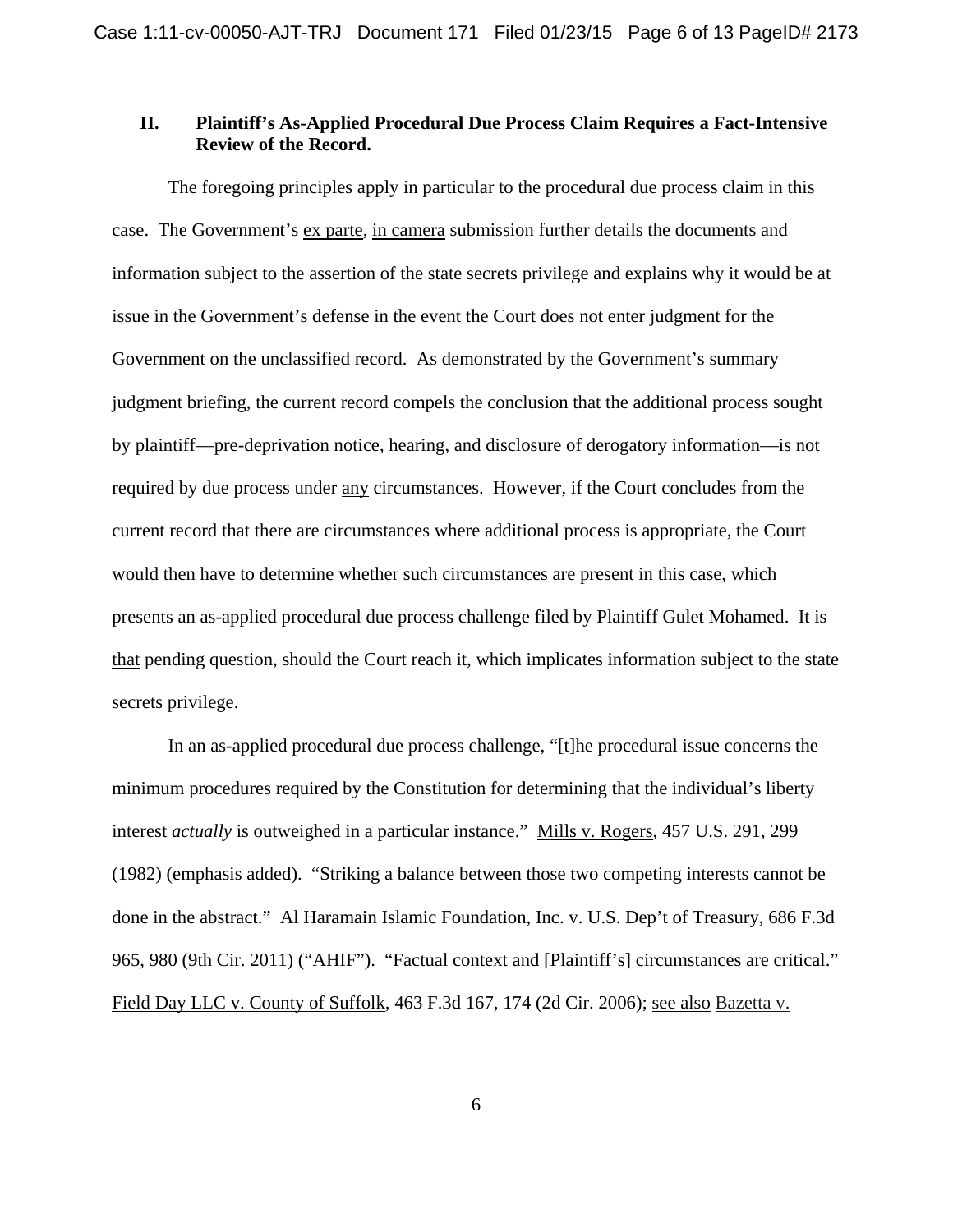## II. Plaintiff's As-Applied Procedural Due Process Claim Requires a Fact-Intensive Review of the Record.

The foregoing principles apply in particular to the procedural due process claim in this case. The Government's ex parte, in camera submission further details the documents and information subject to the assertion of the state secrets privilege and explains why it would be at issue in the Government's defense in the event the Court does not enter judgment for the Government on the unclassified record. As demonstrated by the Government's summary judgment briefing, the current record compels the conclusion that the additional process sought by plaintiff—pre-deprivation notice, hearing, and disclosure of derogatory information—is not required by due process under any circumstances. However, if the Court concludes from the current record that there are circumstances where additional process is appropriate, the Court would then have to determine whether such circumstances are present in this case, which presents an as-applied procedural due process challenge filed by Plaintiff Gulet Mohamed. It is that pending question, should the Court reach it, which implicates information subject to the state secrets privilege.

In an as-applied procedural due process challenge, "[t]he procedural issue concerns the minimum procedures required by the Constitution for determining that the individual's liberty interest *actually* is outweighed in a particular instance." Mills v. Rogers, 457 U.S. 291, 299 (1982) (emphasis added). "Striking a balance between those two competing interests cannot be done in the abstract." Al Haramain Islamic Foundation, Inc. v. U.S. Dep't of Treasury, 686 F.3d 965, 980 (9th Cir. 2011) ("AHIF"). "Factual context and [Plaintiff's] circumstances are critical." Field Day LLC v. County of Suffolk, 463 F.3d 167, 174 (2d Cir. 2006); see also Bazetta v.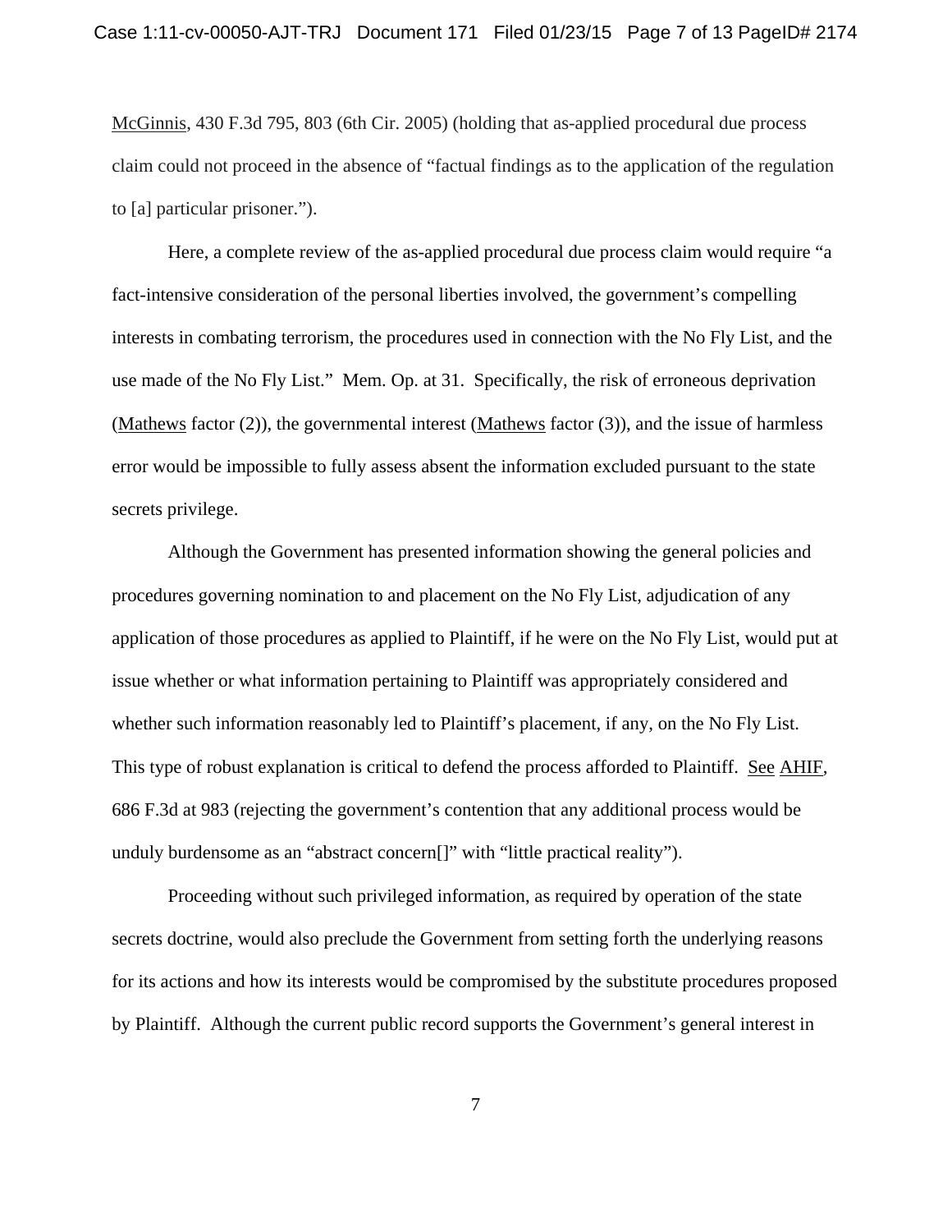McGinnis, 430 F.3d 795, 803 (6th Cir. 2005) (holding that as-applied procedural due process claim could not proceed in the absence of "factual findings as to the application of the regulation to [a] particular prisoner.").

Here, a complete review of the as-applied procedural due process claim would require "a fact-intensive consideration of the personal liberties involved, the government's compelling interests in combating terrorism, the procedures used in connection with the No Fly List, and the use made of the No Fly List." Mem. Op. at 31. Specifically, the risk of erroneous deprivation (Mathews factor (2)), the governmental interest (Mathews factor (3)), and the issue of harmless error would be impossible to fully assess absent the information excluded pursuant to the state secrets privilege.

Although the Government has presented information showing the general policies and procedures governing nomination to and placement on the No Fly List, adjudication of any application of those procedures as applied to Plaintiff, if he were on the No Fly List, would put at issue whether or what information pertaining to Plaintiff was appropriately considered and whether such information reasonably led to Plaintiff's placement, if any, on the No Fly List. This type of robust explanation is critical to defend the process afforded to Plaintiff. See AHIF, 686 F.3d at 983 (rejecting the government's contention that any additional process would be unduly burdensome as an "abstract concern[]" with "little practical reality").

Proceeding without such privileged information, as required by operation of the state secrets doctrine, would also preclude the Government from setting forth the underlying reasons for its actions and how its interests would be compromised by the substitute procedures proposed by Plaintiff. Although the current public record supports the Government's general interest in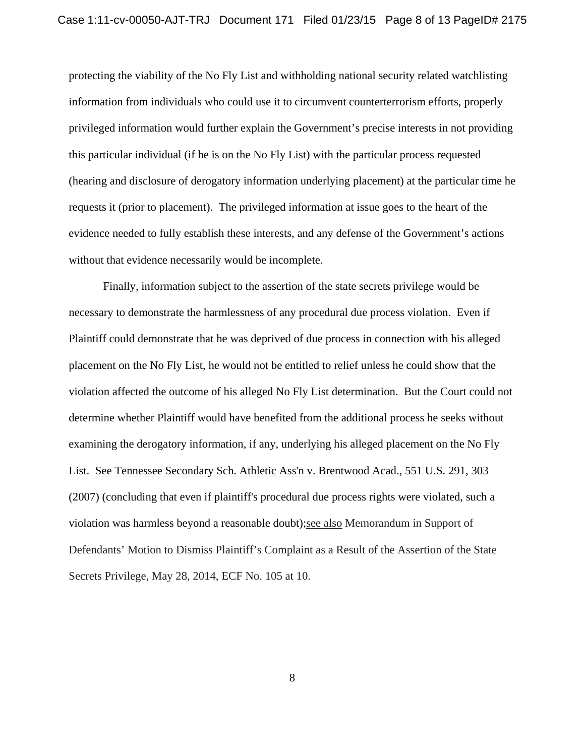protecting the viability of the No Fly List and withholding national security related watchlisting information from individuals who could use it to circumvent counterterrorism efforts, properly privileged information would further explain the Government's precise interests in not providing this particular individual (if he is on the No Fly List) with the particular process requested (hearing and disclosure of derogatory information underlying placement) at the particular time he requests it (prior to placement). The privileged information at issue goes to the heart of the evidence needed to fully establish these interests, and any defense of the Government's actions without that evidence necessarily would be incomplete.

Finally, information subject to the assertion of the state secrets privilege would be necessary to demonstrate the harmlessness of any procedural due process violation. Even if Plaintiff could demonstrate that he was deprived of due process in connection with his alleged placement on the No Fly List, he would not be entitled to relief unless he could show that the violation affected the outcome of his alleged No Fly List determination. But the Court could not determine whether Plaintiff would have benefited from the additional process he seeks without examining the derogatory information, if any, underlying his alleged placement on the No Fly List. See Tennessee Secondary Sch. Athletic Ass'n v. Brentwood Acad., 551 U.S. 291, 303 (2007) (concluding that even if plaintiff's procedural due process rights were violated, such a violation was harmless beyond a reasonable doubt);see also Memorandum in Support of Defendants' Motion to Dismiss Plaintiff's Complaint as a Result of the Assertion of the State Secrets Privilege, May 28, 2014, ECF No. 105 at 10.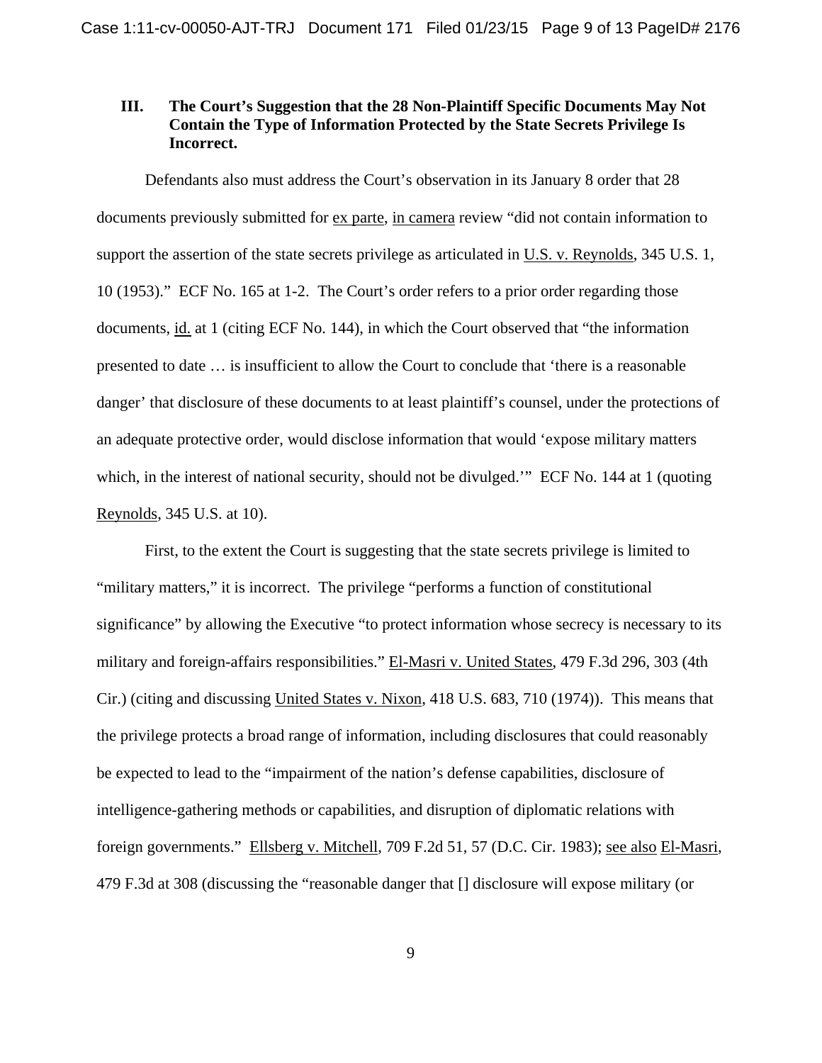### III. The Court's Suggestion that the 28 Non-Plaintiff Specific Documents May Not Contain the Type of Information Protected by the State Secrets Privilege Is Incorrect.

Defendants also must address the Court's observation in its January 8 order that 28 documents previously submitted for ex parte, in camera review "did not contain information to support the assertion of the state secrets privilege as articulated in U.S. v. Reynolds, 345 U.S. 1, 10 (1953)." ECF No. 165 at 1-2. The Court's order refers to a prior order regarding those documents, id. at 1 (citing ECF No. 144), in which the Court observed that "the information presented to date … is insufficient to allow the Court to conclude that 'there is a reasonable danger' that disclosure of these documents to at least plaintiff's counsel, under the protections of an adequate protective order, would disclose information that would 'expose military matters which, in the interest of national security, should not be divulged.'" ECF No. 144 at 1 (quoting Reynolds, 345 U.S. at 10).

First, to the extent the Court is suggesting that the state secrets privilege is limited to "military matters," it is incorrect. The privilege "performs a function of constitutional significance" by allowing the Executive "to protect information whose secrecy is necessary to its military and foreign-affairs responsibilities." El-Masri v. United States, 479 F.3d 296, 303 (4th Cir.) (citing and discussing United States v. Nixon, 418 U.S. 683, 710 (1974)). This means that the privilege protects a broad range of information, including disclosures that could reasonably be expected to lead to the "impairment of the nation's defense capabilities, disclosure of intelligence-gathering methods or capabilities, and disruption of diplomatic relations with foreign governments." Ellsberg v. Mitchell, 709 F.2d 51, 57 (D.C. Cir. 1983); see also El-Masri, 479 F.3d at 308 (discussing the "reasonable danger that [] disclosure will expose military (or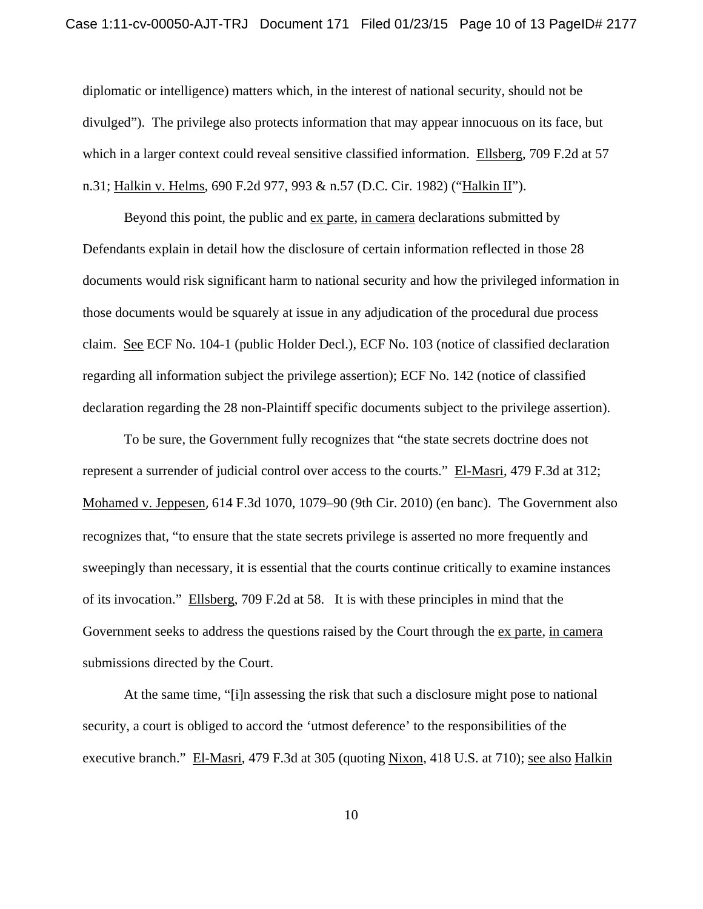diplomatic or intelligence) matters which, in the interest of national security, should not be divulged"). The privilege also protects information that may appear innocuous on its face, but which in a larger context could reveal sensitive classified information. Ellsberg, 709 F.2d at 57 n.31; Halkin v. Helms, 690 F.2d 977, 993 & n.57 (D.C. Cir. 1982) ("Halkin II").

Beyond this point, the public and ex parte, in camera declarations submitted by Defendants explain in detail how the disclosure of certain information reflected in those 28 documents would risk significant harm to national security and how the privileged information in those documents would be squarely at issue in any adjudication of the procedural due process claim. See ECF No. 104-1 (public Holder Decl.), ECF No. 103 (notice of classified declaration regarding all information subject the privilege assertion); ECF No. 142 (notice of classified declaration regarding the 28 non-Plaintiff specific documents subject to the privilege assertion).

To be sure, the Government fully recognizes that "the state secrets doctrine does not represent a surrender of judicial control over access to the courts." El-Masri, 479 F.3d at 312; Mohamed v. Jeppesen, 614 F.3d 1070, 1079–90 (9th Cir. 2010) (en banc). The Government also recognizes that, "to ensure that the state secrets privilege is asserted no more frequently and sweepingly than necessary, it is essential that the courts continue critically to examine instances of its invocation." Ellsberg, 709 F.2d at 58. It is with these principles in mind that the Government seeks to address the questions raised by the Court through the ex parte, in camera submissions directed by the Court.

At the same time, "[i]n assessing the risk that such a disclosure might pose to national security, a court is obliged to accord the 'utmost deference' to the responsibilities of the executive branch." El-Masri, 479 F.3d at 305 (quoting Nixon, 418 U.S. at 710); see also Halkin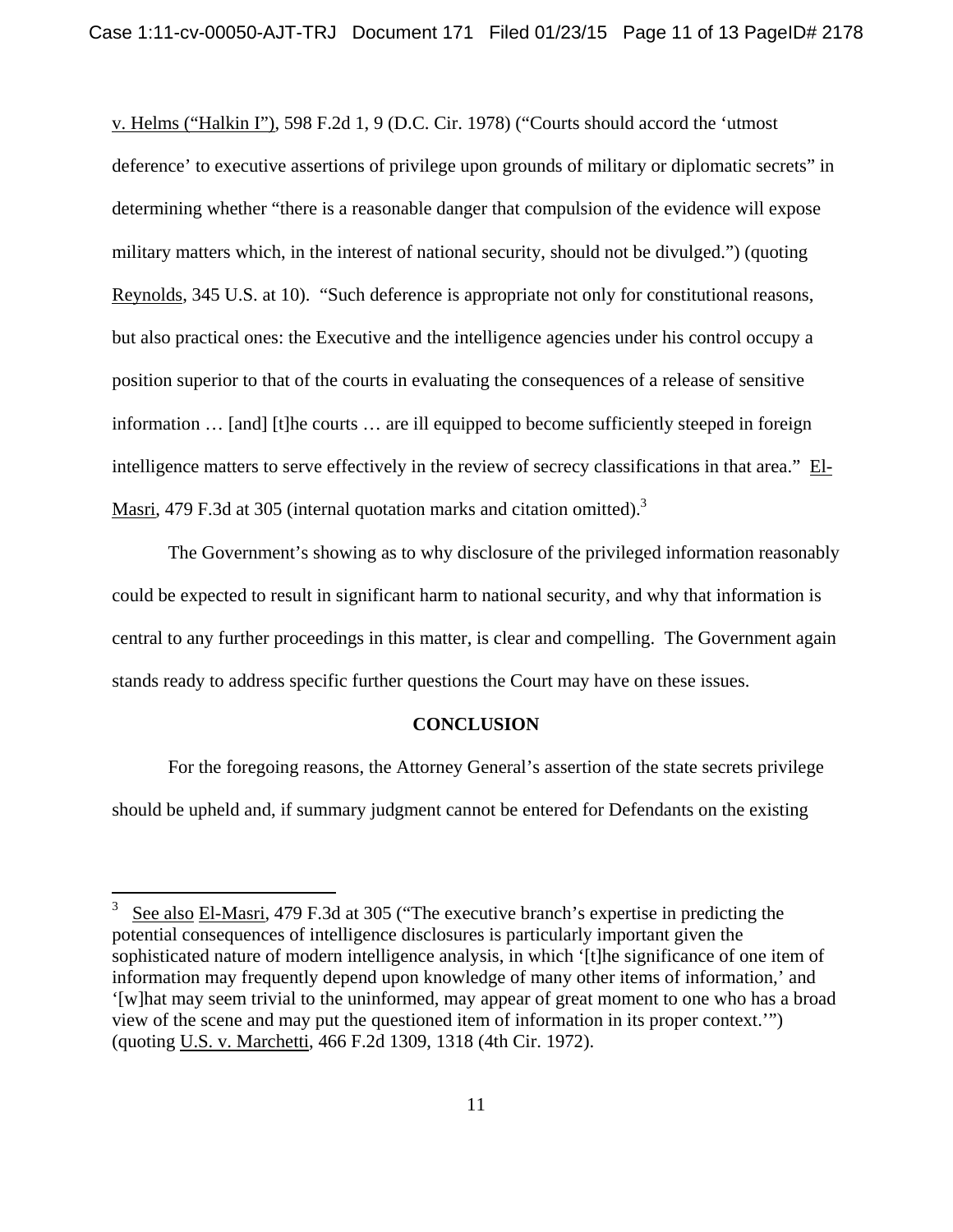v. Helms ("Halkin I"), 598 F.2d 1, 9 (D.C. Cir. 1978) ("Courts should accord the 'utmost deference' to executive assertions of privilege upon grounds of military or diplomatic secrets" in determining whether "there is a reasonable danger that compulsion of the evidence will expose military matters which, in the interest of national security, should not be divulged.") (quoting Reynolds, 345 U.S. at 10). "Such deference is appropriate not only for constitutional reasons, but also practical ones: the Executive and the intelligence agencies under his control occupy a position superior to that of the courts in evaluating the consequences of a release of sensitive information … [and] [t]he courts … are ill equipped to become sufficiently steeped in foreign intelligence matters to serve effectively in the review of secrecy classifications in that area." El-Masri, 479 F.3d at 305 (internal quotation marks and citation omitted).[3]

The Government's showing as to why disclosure of the privileged information reasonably could be expected to result in significant harm to national security, and why that information is central to any further proceedings in this matter, is clear and compelling. The Government again stands ready to address specific further questions the Court may have on these issues.

**CONCLUSION**

For the foregoing reasons, the Attorney General's assertion of the state secrets privilege should be upheld and, if summary judgment cannot be entered for Defendants on the existing

---

[3] See also El-Masri, 479 F.3d at 305 ("The executive branch's expertise in predicting the potential consequences of intelligence disclosures is particularly important given the sophisticated nature of modern intelligence analysis, in which '[t]he significance of one item of information may frequently depend upon knowledge of many other items of information,' and '[w]hat may seem trivial to the uninformed, may appear of great moment to one who has a broad view of the scene and may put the questioned item of information in its proper context.'") (quoting U.S. v. Marchetti, 466 F.2d 1309, 1318 (4th Cir. 1972).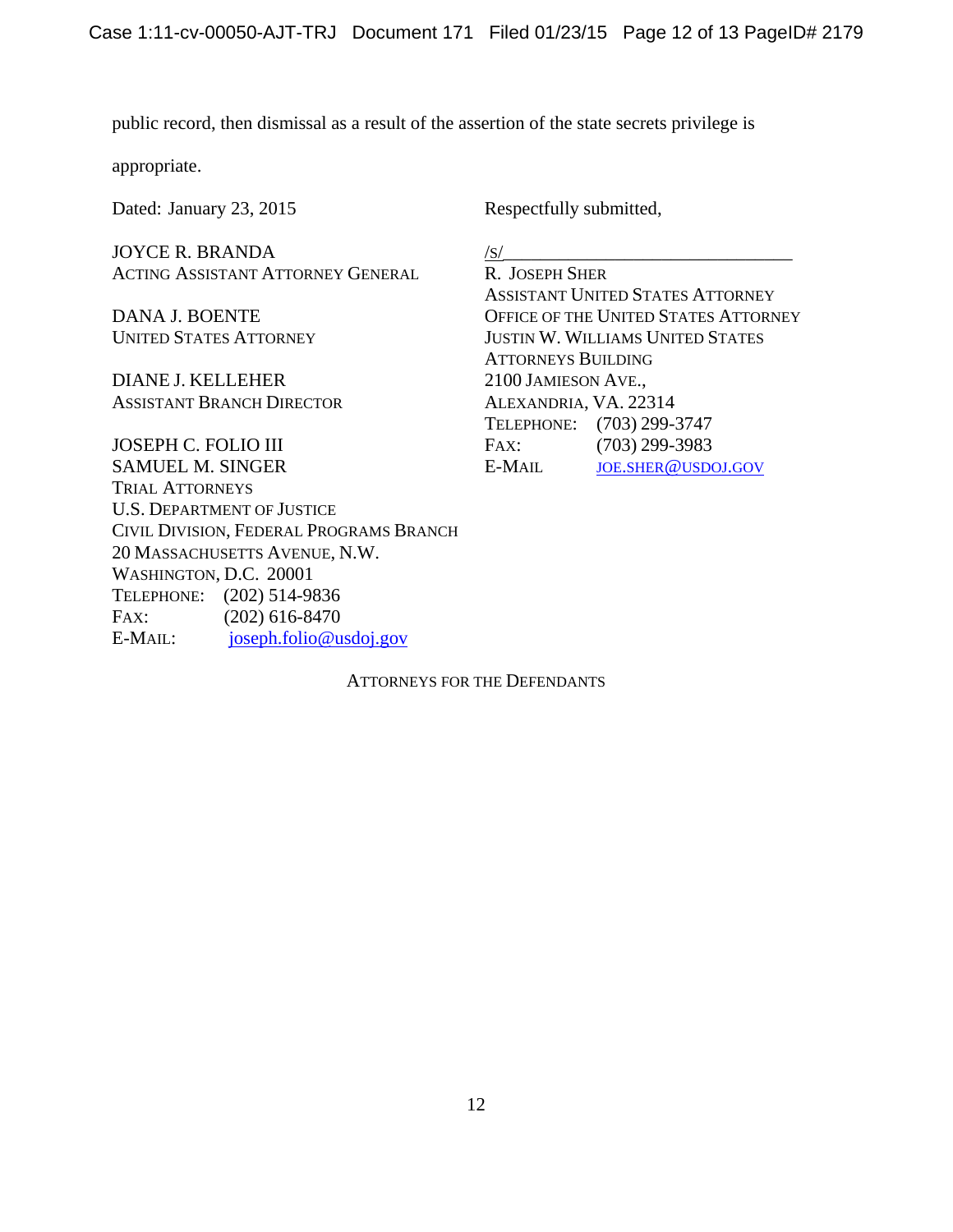public record, then dismissal as a result of the assertion of the state secrets privilege is appropriate.

Dated: January 23, 2015

Respectfully submitted,

/s/_______________________________
R. JOSEPH SHER
ASSISTANT UNITED STATES ATTORNEY
OFFICE OF THE UNITED STATES ATTORNEY
JUSTIN W. WILLIAMS UNITED STATES ATTORNEYS BUILDING
2100 JAMIESON AVE.,
ALEXANDRIA, VA. 22314
TELEPHONE: (703) 299-3747
FAX: (703) 299-3983
E-MAIL JOE.SHER@USDOJ.GOV

JOYCE R. BRANDA
ACTING ASSISTANT ATTORNEY GENERAL

DANA J. BOENTE
UNITED STATES ATTORNEY

DIANE J. KELLEHER
ASSISTANT BRANCH DIRECTOR

JOSEPH C. FOLIO III
SAMUEL M. SINGER
TRIAL ATTORNEYS
U.S. DEPARTMENT OF JUSTICE
CIVIL DIVISION, FEDERAL PROGRAMS BRANCH
20 MASSACHUSETTS AVENUE, N.W.
WASHINGTON, D.C. 20001
TELEPHONE: (202) 514-9836
FAX: (202) 616-8470
E-MAIL: joseph.folio@usdoj.gov

ATTORNEYS FOR THE DEFENDANTS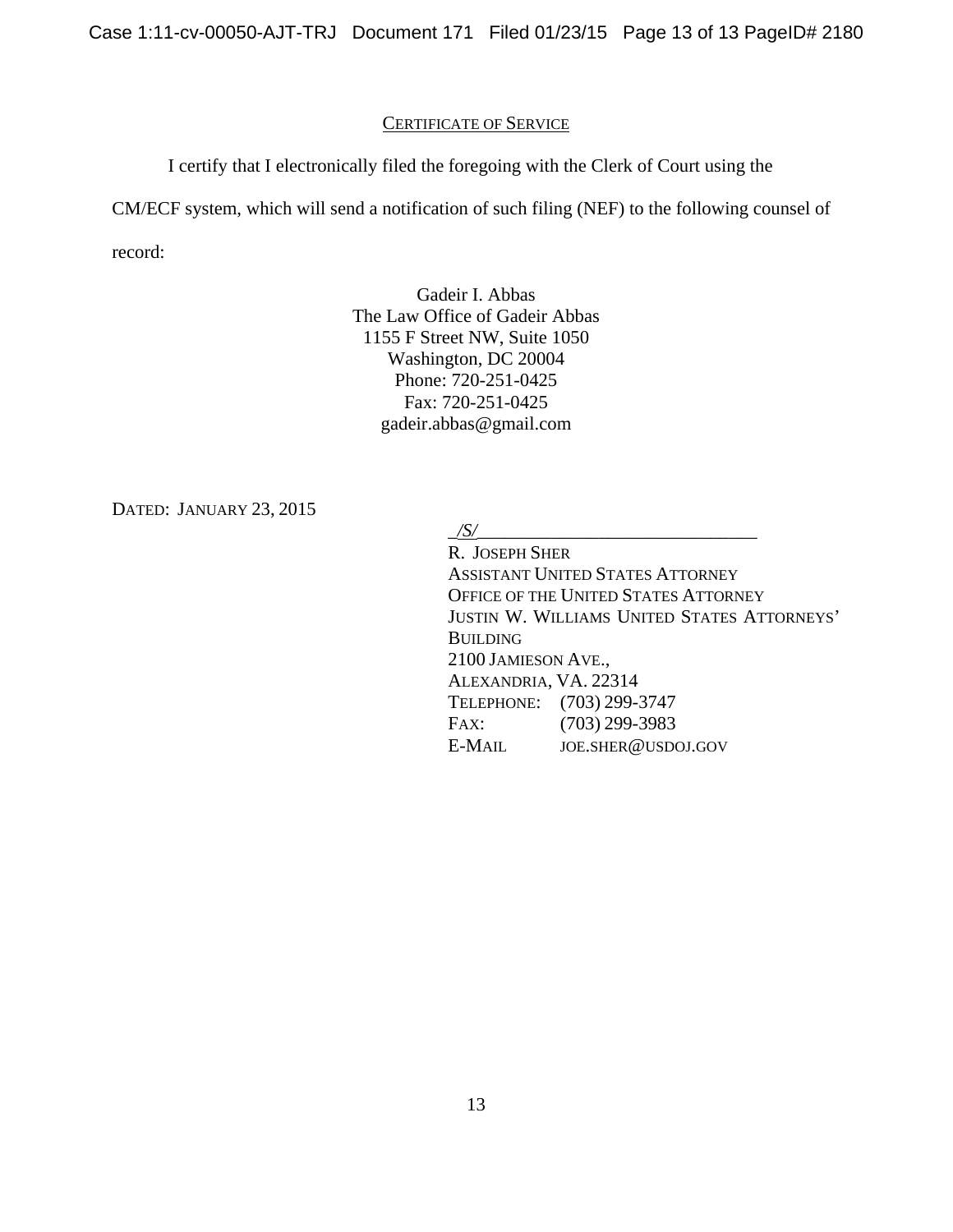CERTIFICATE OF SERVICE

I certify that I electronically filed the foregoing with the Clerk of Court using the CM/ECF system, which will send a notification of such filing (NEF) to the following counsel of record:

Gadeir I. Abbas
The Law Office of Gadeir Abbas
1155 F Street NW, Suite 1050
Washington, DC 20004
Phone: 720-251-0425
Fax: 720-251-0425
gadeir.abbas@gmail.com

DATED: JANUARY 23, 2015

_/S/______________________________
R. JOSEPH SHER
ASSISTANT UNITED STATES ATTORNEY
OFFICE OF THE UNITED STATES ATTORNEY
JUSTIN W. WILLIAMS UNITED STATES ATTORNEYS' BUILDING
2100 JAMIESON AVE.,
ALEXANDRIA, VA. 22314
TELEPHONE: (703) 299-3747
FAX: (703) 299-3983
E-MAIL JOE.SHER@USDOJ.GOV